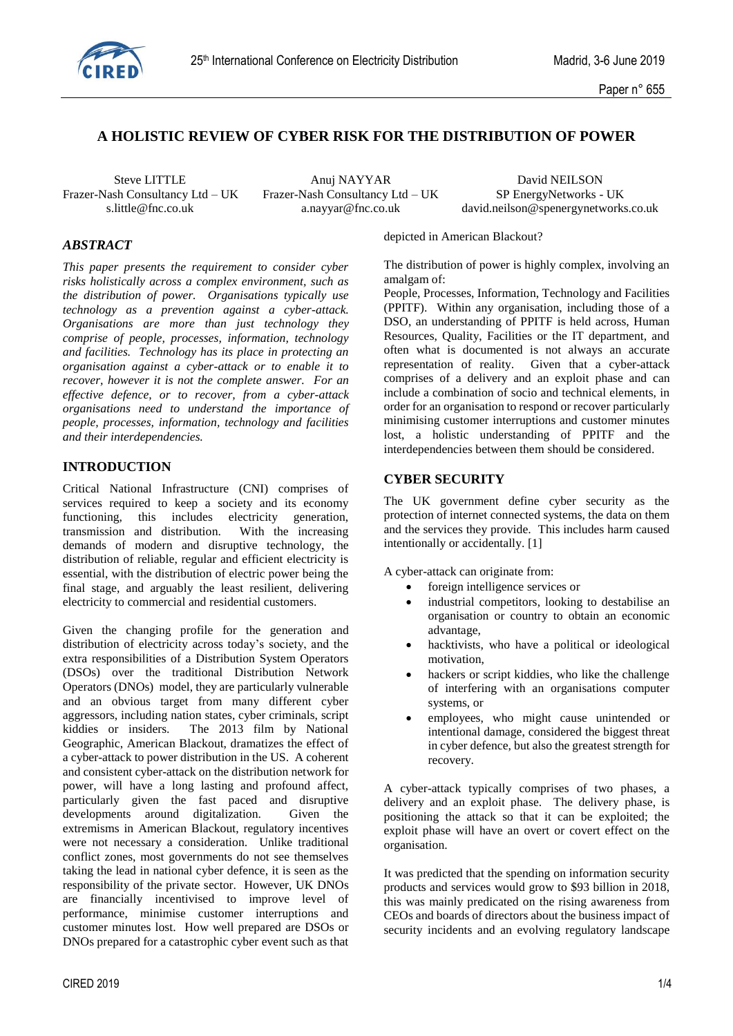# A HOLISTIC REVIEW OF CYBER RISK FOR THE DISTRIBUTION OF POWER

Steve LITTLE
Frazer-Nash Consultancy Ltd – UK
s.little@fnc.co.uk

Anuj NAYYAR
Frazer-Nash Consultancy Ltd – UK
a.nayyar@fnc.co.uk

David NEILSON
SP EnergyNetworks - UK
david.neilson@spenergynetworks.co.uk

## *ABSTRACT*

*This paper presents the requirement to consider cyber risks holistically across a complex environment, such as the distribution of power. Organisations typically use technology as a prevention against a cyber-attack. Organisations are more than just technology they comprise of people, processes, information, technology and facilities. Technology has its place in protecting an organisation against a cyber-attack or to enable it to recover, however it is not the complete answer. For an effective defence, or to recover, from a cyber-attack organisations need to understand the importance of people, processes, information, technology and facilities and their interdependencies.*

## INTRODUCTION

Critical National Infrastructure (CNI) comprises of services required to keep a society and its economy functioning, this includes electricity generation, transmission and distribution. With the increasing demands of modern and disruptive technology, the distribution of reliable, regular and efficient electricity is essential, with the distribution of electric power being the final stage, and arguably the least resilient, delivering electricity to commercial and residential customers.

Given the changing profile for the generation and distribution of electricity across today's society, and the extra responsibilities of a Distribution System Operators (DSOs) over the traditional Distribution Network Operators (DNOs) model, they are particularly vulnerable and an obvious target from many different cyber aggressors, including nation states, cyber criminals, script kiddies or insiders. The 2013 film by National Geographic, American Blackout, dramatizes the effect of a cyber-attack to power distribution in the US. A coherent and consistent cyber-attack on the distribution network for power, will have a long lasting and profound affect, particularly given the fast paced and disruptive developments around digitalization. Given the extremisms in American Blackout, regulatory incentives were not necessary a consideration. Unlike traditional conflict zones, most governments do not see themselves taking the lead in national cyber defence, it is seen as the responsibility of the private sector. However, UK DNOs are financially incentivised to improve level of performance, minimise customer interruptions and customer minutes lost. How well prepared are DSOs or DNOs prepared for a catastrophic cyber event such as that depicted in American Blackout?

The distribution of power is highly complex, involving an amalgam of:
People, Processes, Information, Technology and Facilities (PPITF). Within any organisation, including those of a DSO, an understanding of PPITF is held across, Human Resources, Quality, Facilities or the IT department, and often what is documented is not always an accurate representation of reality. Given that a cyber-attack comprises of a delivery and an exploit phase and can include a combination of socio and technical elements, in order for an organisation to respond or recover particularly minimising customer interruptions and customer minutes lost, a holistic understanding of PPITF and the interdependencies between them should be considered.

## CYBER SECURITY

The UK government define cyber security as the protection of internet connected systems, the data on them and the services they provide. This includes harm caused intentionally or accidentally. [1]

A cyber-attack can originate from:

- foreign intelligence services or
- industrial competitors, looking to destabilise an organisation or country to obtain an economic advantage,
- hacktivists, who have a political or ideological motivation,
- hackers or script kiddies, who like the challenge of interfering with an organisations computer systems, or
- employees, who might cause unintended or intentional damage, considered the biggest threat in cyber defence, but also the greatest strength for recovery.

A cyber-attack typically comprises of two phases, a delivery and an exploit phase. The delivery phase, is positioning the attack so that it can be exploited; the exploit phase will have an overt or covert effect on the organisation.

It was predicted that the spending on information security products and services would grow to \$93 billion in 2018, this was mainly predicated on the rising awareness from CEOs and boards of directors about the business impact of security incidents and an evolving regulatory landscape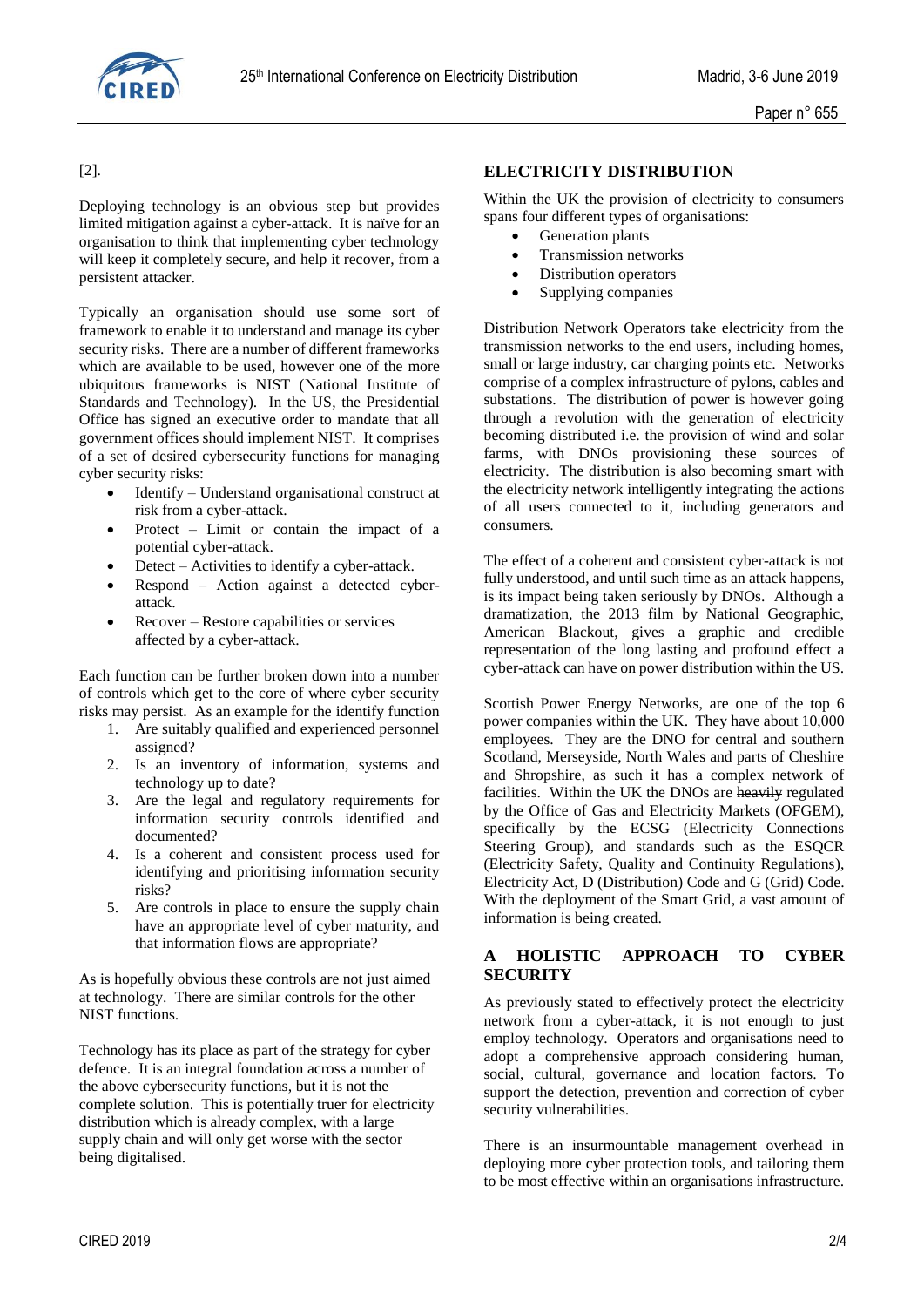[2].

Deploying technology is an obvious step but provides limited mitigation against a cyber-attack. It is naïve for an organisation to think that implementing cyber technology will keep it completely secure, and help it recover, from a persistent attacker.

Typically an organisation should use some sort of framework to enable it to understand and manage its cyber security risks. There are a number of different frameworks which are available to be used, however one of the more ubiquitous frameworks is NIST (National Institute of Standards and Technology). In the US, the Presidential Office has signed an executive order to mandate that all government offices should implement NIST. It comprises of a set of desired cybersecurity functions for managing cyber security risks:

- Identify – Understand organisational construct at risk from a cyber-attack.
- Protect – Limit or contain the impact of a potential cyber-attack.
- Detect – Activities to identify a cyber-attack.
- Respond – Action against a detected cyber-attack.
- Recover – Restore capabilities or services affected by a cyber-attack.

Each function can be further broken down into a number of controls which get to the core of where cyber security risks may persist. As an example for the identify function

1. Are suitably qualified and experienced personnel assigned?
2. Is an inventory of information, systems and technology up to date?
3. Are the legal and regulatory requirements for information security controls identified and documented?
4. Is a coherent and consistent process used for identifying and prioritising information security risks?
5. Are controls in place to ensure the supply chain have an appropriate level of cyber maturity, and that information flows are appropriate?

As is hopefully obvious these controls are not just aimed at technology. There are similar controls for the other NIST functions.

Technology has its place as part of the strategy for cyber defence. It is an integral foundation across a number of the above cybersecurity functions, but it is not the complete solution. This is potentially truer for electricity distribution which is already complex, with a large supply chain and will only get worse with the sector being digitalised.

## ELECTRICITY DISTRIBUTION

Within the UK the provision of electricity to consumers spans four different types of organisations:

- Generation plants
- Transmission networks
- Distribution operators
- Supplying companies

Distribution Network Operators take electricity from the transmission networks to the end users, including homes, small or large industry, car charging points etc. Networks comprise of a complex infrastructure of pylons, cables and substations. The distribution of power is however going through a revolution with the generation of electricity becoming distributed i.e. the provision of wind and solar farms, with DNOs provisioning these sources of electricity. The distribution is also becoming smart with the electricity network intelligently integrating the actions of all users connected to it, including generators and consumers.

The effect of a coherent and consistent cyber-attack is not fully understood, and until such time as an attack happens, is its impact being taken seriously by DNOs. Although a dramatization, the 2013 film by National Geographic, American Blackout, gives a graphic and credible representation of the long lasting and profound effect a cyber-attack can have on power distribution within the US.

Scottish Power Energy Networks, are one of the top 6 power companies within the UK. They have about 10,000 employees. They are the DNO for central and southern Scotland, Merseyside, North Wales and parts of Cheshire and Shropshire, as such it has a complex network of facilities. Within the UK the DNOs are ~~heavily~~ regulated by the Office of Gas and Electricity Markets (OFGEM), specifically by the ECSG (Electricity Connections Steering Group), and standards such as the ESQCR (Electricity Safety, Quality and Continuity Regulations), Electricity Act, D (Distribution) Code and G (Grid) Code. With the deployment of the Smart Grid, a vast amount of information is being created.

## A HOLISTIC APPROACH TO CYBER SECURITY

As previously stated to effectively protect the electricity network from a cyber-attack, it is not enough to just employ technology. Operators and organisations need to adopt a comprehensive approach considering human, social, cultural, governance and location factors. To support the detection, prevention and correction of cyber security vulnerabilities.

There is an insurmountable management overhead in deploying more cyber protection tools, and tailoring them to be most effective within an organisations infrastructure.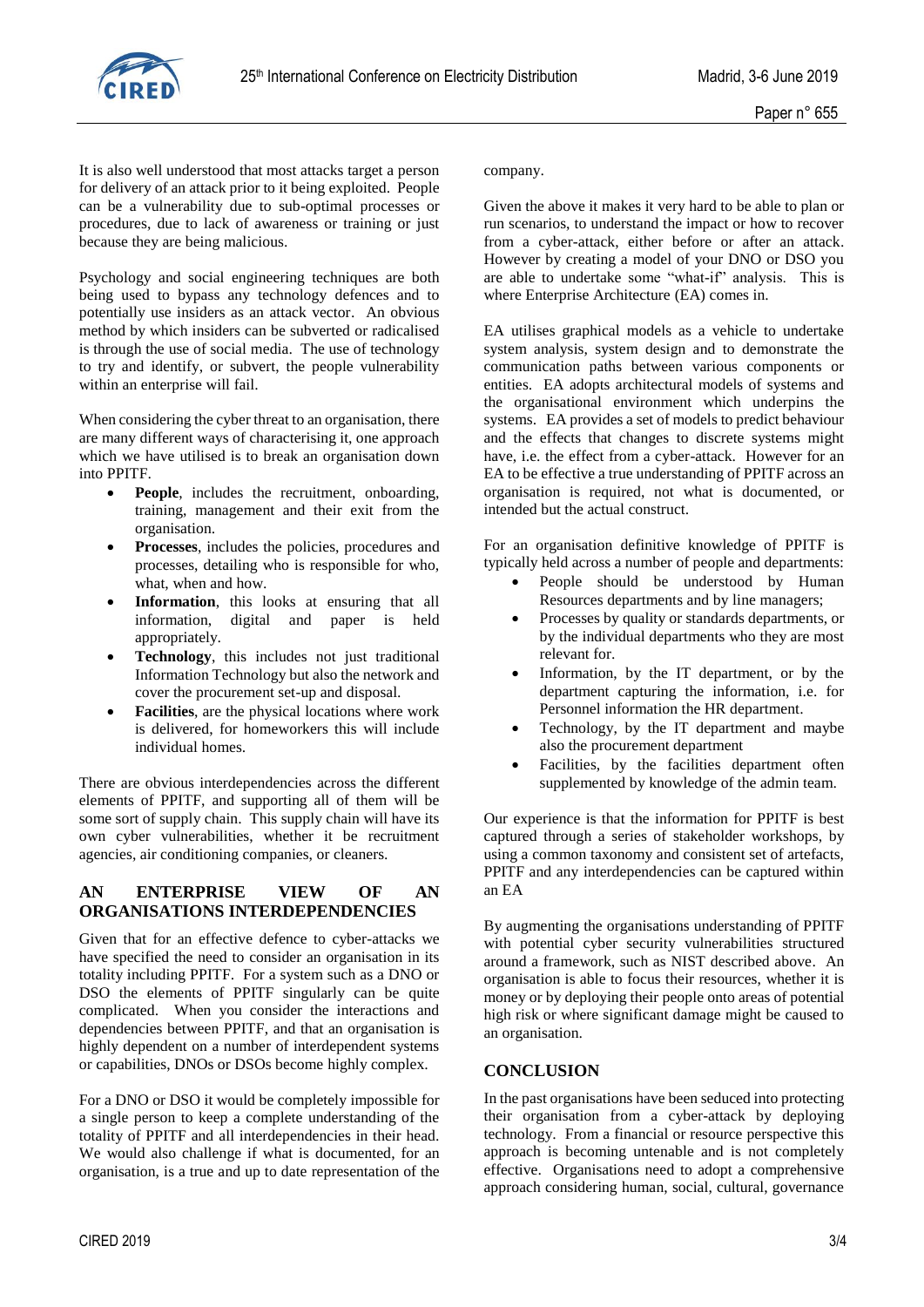It is also well understood that most attacks target a person for delivery of an attack prior to it being exploited. People can be a vulnerability due to sub-optimal processes or procedures, due to lack of awareness or training or just because they are being malicious.

Psychology and social engineering techniques are both being used to bypass any technology defences and to potentially use insiders as an attack vector. An obvious method by which insiders can be subverted or radicalised is through the use of social media. The use of technology to try and identify, or subvert, the people vulnerability within an enterprise will fail.

When considering the cyber threat to an organisation, there are many different ways of characterising it, one approach which we have utilised is to break an organisation down into PPITF.

- **People**, includes the recruitment, onboarding, training, management and their exit from the organisation.
- **Processes**, includes the policies, procedures and processes, detailing who is responsible for who, what, when and how.
- **Information**, this looks at ensuring that all information, digital and paper is held appropriately.
- **Technology**, this includes not just traditional Information Technology but also the network and cover the procurement set-up and disposal.
- **Facilities**, are the physical locations where work is delivered, for homeworkers this will include individual homes.

There are obvious interdependencies across the different elements of PPITF, and supporting all of them will be some sort of supply chain. This supply chain will have its own cyber vulnerabilities, whether it be recruitment agencies, air conditioning companies, or cleaners.

## AN ENTERPRISE VIEW OF AN ORGANISATIONS INTERDEPENDENCIES

Given that for an effective defence to cyber-attacks we have specified the need to consider an organisation in its totality including PPITF. For a system such as a DNO or DSO the elements of PPITF singularly can be quite complicated. When you consider the interactions and dependencies between PPITF, and that an organisation is highly dependent on a number of interdependent systems or capabilities, DNOs or DSOs become highly complex.

For a DNO or DSO it would be completely impossible for a single person to keep a complete understanding of the totality of PPITF and all interdependencies in their head. We would also challenge if what is documented, for an organisation, is a true and up to date representation of the company.

Given the above it makes it very hard to be able to plan or run scenarios, to understand the impact or how to recover from a cyber-attack, either before or after an attack. However by creating a model of your DNO or DSO you are able to undertake some "what-if" analysis. This is where Enterprise Architecture (EA) comes in.

EA utilises graphical models as a vehicle to undertake system analysis, system design and to demonstrate the communication paths between various components or entities. EA adopts architectural models of systems and the organisational environment which underpins the systems. EA provides a set of models to predict behaviour and the effects that changes to discrete systems might have, i.e. the effect from a cyber-attack. However for an EA to be effective a true understanding of PPITF across an organisation is required, not what is documented, or intended but the actual construct.

For an organisation definitive knowledge of PPITF is typically held across a number of people and departments:

- People should be understood by Human Resources departments and by line managers;
- Processes by quality or standards departments, or by the individual departments who they are most relevant for.
- Information, by the IT department, or by the department capturing the information, i.e. for Personnel information the HR department.
- Technology, by the IT department and maybe also the procurement department
- Facilities, by the facilities department often supplemented by knowledge of the admin team.

Our experience is that the information for PPITF is best captured through a series of stakeholder workshops, by using a common taxonomy and consistent set of artefacts, PPITF and any interdependencies can be captured within an EA

By augmenting the organisations understanding of PPITF with potential cyber security vulnerabilities structured around a framework, such as NIST described above. An organisation is able to focus their resources, whether it is money or by deploying their people onto areas of potential high risk or where significant damage might be caused to an organisation.

## CONCLUSION

In the past organisations have been seduced into protecting their organisation from a cyber-attack by deploying technology. From a financial or resource perspective this approach is becoming untenable and is not completely effective. Organisations need to adopt a comprehensive approach considering human, social, cultural, governance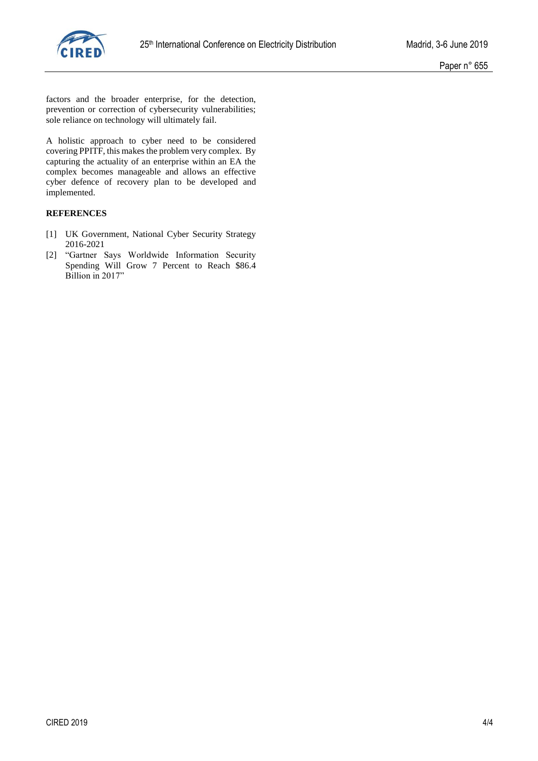factors and the broader enterprise, for the detection, prevention or correction of cybersecurity vulnerabilities; sole reliance on technology will ultimately fail.

A holistic approach to cyber need to be considered covering PPITF, this makes the problem very complex. By capturing the actuality of an enterprise within an EA the complex becomes manageable and allows an effective cyber defence of recovery plan to be developed and implemented.

## REFERENCES

[1] UK Government, National Cyber Security Strategy 2016-2021

[2] "Gartner Says Worldwide Information Security Spending Will Grow 7 Percent to Reach $86.4 Billion in 2017"